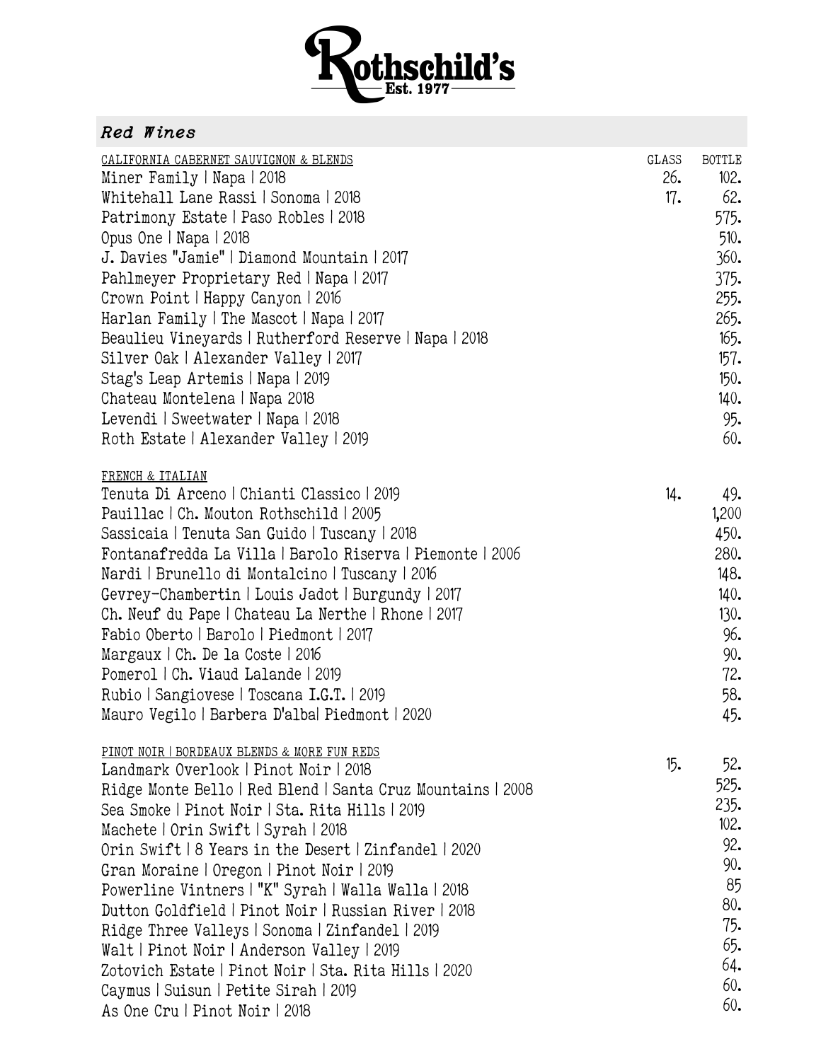# Rothschild's

Est. 1977

## *Red Wines*

| CALIFORNIA CABERNET SAUVIGNON & BLENDS | GLASS | BOTTLE |
| --- | --- | --- |
| Miner Family \| Napa \| 2018 | 26. | 102. |
| Whitehall Lane Rassi \| Sonoma \| 2018 | 17. | 62. |
| Patrimony Estate \| Paso Robles \| 2018 | | 575. |
| Opus One \| Napa \| 2018 | | 510. |
| J. Davies "Jamie" \| Diamond Mountain \| 2017 | | 360. |
| Pahlmeyer Proprietary Red \| Napa \| 2017 | | 375. |
| Crown Point \| Happy Canyon \| 2016 | | 255. |
| Harlan Family \| The Mascot \| Napa \| 2017 | | 265. |
| Beaulieu Vineyards \| Rutherford Reserve \| Napa \| 2018 | | 165. |
| Silver Oak \| Alexander Valley \| 2017 | | 157. |
| Stag's Leap Artemis \| Napa \| 2019 | | 150. |
| Chateau Montelena \| Napa 2018 | | 140. |
| Levendi \| Sweetwater \| Napa \| 2018 | | 95. |
| Roth Estate \| Alexander Valley \| 2019 | | 60. |

| FRENCH & ITALIAN | GLASS | BOTTLE |
| --- | --- | --- |
| Tenuta Di Arceno \| Chianti Classico \| 2019 | 14. | 49. |
| Pauillac \| Ch. Mouton Rothschild \| 2005 | | 1,200 |
| Sassicaia \| Tenuta San Guido \| Tuscany \| 2018 | | 450. |
| Fontanafredda La Villa \| Barolo Riserva \| Piemonte \| 2006 | | 280. |
| Nardi \| Brunello di Montalcino \| Tuscany \| 2016 | | 148. |
| Gevrey-Chambertin \| Louis Jadot \| Burgundy \| 2017 | | 140. |
| Ch. Neuf du Pape \| Chateau La Nerthe \| Rhone \| 2017 | | 130. |
| Fabio Oberto \| Barolo \| Piedmont \| 2017 | | 96. |
| Margaux \| Ch. De la Coste \| 2016 | | 90. |
| Pomerol \| Ch. Viaud Lalande \| 2019 | | 72. |
| Rubio \| Sangiovese \| Toscana I.G.T. \| 2019 | | 58. |
| Mauro Vegilo \| Barbera D'alba\| Piedmont \| 2020 | | 45. |

| PINOT NOIR \| BORDEAUX BLENDS & MORE FUN REDS | GLASS | BOTTLE |
| --- | --- | --- |
| Landmark Overlook \| Pinot Noir \| 2018 | 15. | 52. |
| Ridge Monte Bello \| Red Blend \| Santa Cruz Mountains \| 2008 | | 525. |
| Sea Smoke \| Pinot Noir \| Sta. Rita Hills \| 2019 | | 235. |
| Machete \| Orin Swift \| Syrah \| 2018 | | 102. |
| Orin Swift \| 8 Years in the Desert \| Zinfandel \| 2020 | | 92. |
| Gran Moraine \| Oregon \| Pinot Noir \| 2019 | | 90. |
| Powerline Vintners \| "K" Syrah \| Walla Walla \| 2018 | | 85 |
| Dutton Goldfield \| Pinot Noir \| Russian River \| 2018 | | 80. |
| Ridge Three Valleys \| Sonoma \| Zinfandel \| 2019 | | 75. |
| Walt \| Pinot Noir \| Anderson Valley \| 2019 | | 65. |
| Zotovich Estate \| Pinot Noir \| Sta. Rita Hills \| 2020 | | 64. |
| Caymus \| Suisun \| Petite Sirah \| 2019 | | 60. |
| As One Cru \| Pinot Noir \| 2018 | | 60. |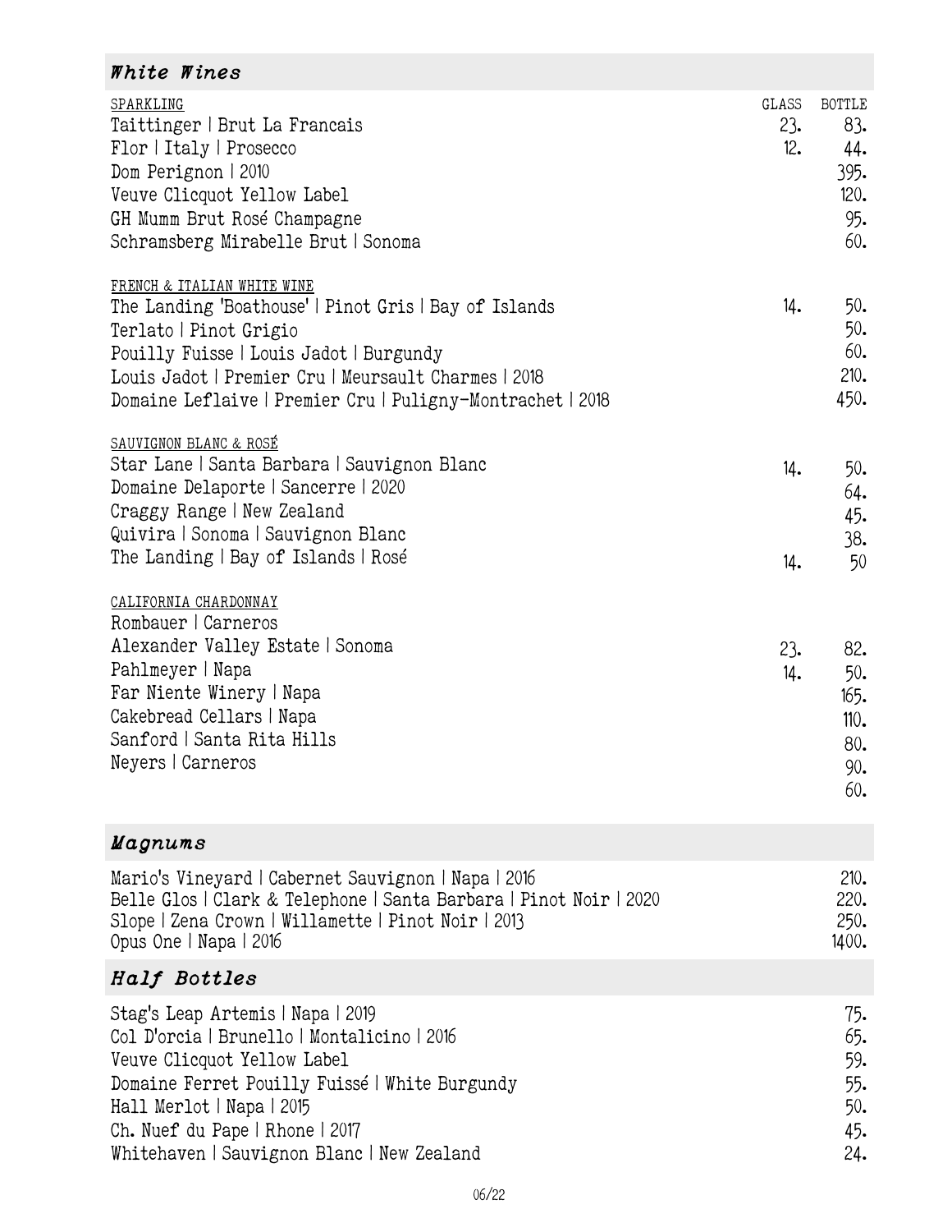## *White Wines*

| SPARKLING | GLASS | BOTTLE |
|---|---|---|
| Taittinger \| Brut La Francais | 23. | 83. |
| Flor \| Italy \| Prosecco | 12. | 44. |
| Dom Perignon \| 2010 | | 395. |
| Veuve Clicquot Yellow Label | | 120. |
| GH Mumm Brut Rosé Champagne | | 95. |
| Schramsberg Mirabelle Brut \| Sonoma | | 60. |

| FRENCH & ITALIAN WHITE WINE | | |
|---|---|---|
| The Landing 'Boathouse' \| Pinot Gris \| Bay of Islands | 14. | 50. |
| Terlato \| Pinot Grigio | | 50. |
| Pouilly Fuisse \| Louis Jadot \| Burgundy | | 60. |
| Louis Jadot \| Premier Cru \| Meursault Charmes \| 2018 | | 210. |
| Domaine Leflaive \| Premier Cru \| Puligny-Montrachet \| 2018 | | 450. |

| SAUVIGNON BLANC & ROSÉ | | |
|---|---|---|
| Star Lane \| Santa Barbara \| Sauvignon Blanc | 14. | 50. |
| Domaine Delaporte \| Sancerre \| 2020 | | 64. |
| Craggy Range \| New Zealand | | 45. |
| Quivira \| Sonoma \| Sauvignon Blanc | | 38. |
| The Landing \| Bay of Islands \| Rosé | 14. | 50 |

| CALIFORNIA CHARDONNAY | | |
|---|---|---|
| Rombauer \| Carneros | | |
| Alexander Valley Estate \| Sonoma | 23. | 82. |
| Pahlmeyer \| Napa | 14. | 50. |
| Far Niente Winery \| Napa | | 165. |
| Cakebread Cellars \| Napa | | 110. |
| Sanford \| Santa Rita Hills | | 80. |
| Neyers \| Carneros | | 90. |
| | | 60. |

## *Magnums*

| | |
|---|---|
| Mario's Vineyard \| Cabernet Sauvignon \| Napa \| 2016 | 210. |
| Belle Glos \| Clark & Telephone \| Santa Barbara \| Pinot Noir \| 2020 | 220. |
| Slope \| Zena Crown \| Willamette \| Pinot Noir \| 2013 | 250. |
| Opus One \| Napa \| 2016 | 1400. |

## *Half Bottles*

| | |
|---|---|
| Stag's Leap Artemis \| Napa \| 2019 | 75. |
| Col D'orcia \| Brunello \| Montalicino \| 2016 | 65. |
| Veuve Clicquot Yellow Label | 59. |
| Domaine Ferret Pouilly Fuissé \| White Burgundy | 55. |
| Hall Merlot \| Napa \| 2015 | 50. |
| Ch. Nuef du Pape \| Rhone \| 2017 | 45. |
| Whitehaven \| Sauvignon Blanc \| New Zealand | 24. |